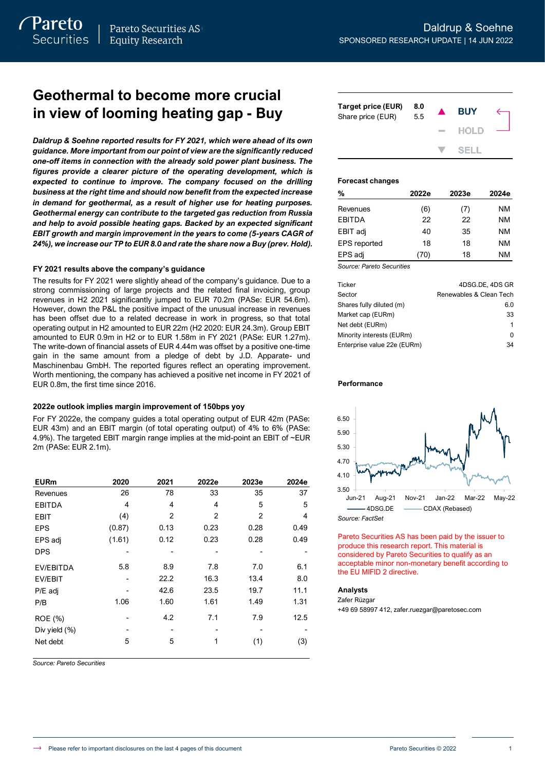# Daldrup & Soehne

SPONSORED RESEARCH UPDATE | 14 JUN 2022

## Geothermal to become more crucial in view of looming heating gap - Buy

***Daldrup & Soehne reported results for FY 2021, which were ahead of its own guidance. More important from our point of view are the significantly reduced one-off items in connection with the already sold power plant business. The figures provide a clearer picture of the operating development, which is expected to continue to improve. The company focused on the drilling business at the right time and should now benefit from the expected increase in demand for geothermal, as a result of higher use for heating purposes. Geothermal energy can contribute to the targeted gas reduction from Russia and help to avoid possible heating gaps. Backed by an expected significant EBIT growth and margin improvement in the years to come (5-years CAGR of 24%), we increase our TP to EUR 8.0 and rate the share now a Buy (prev. Hold).***

### FY 2021 results above the company's guidance

The results for FY 2021 were slightly ahead of the company's guidance. Due to a strong commissioning of large projects and the related final invoicing, group revenues in H2 2021 significantly jumped to EUR 70.2m (PASe: EUR 54.6m). However, down the P&L the positive impact of the unusual increase in revenues has been offset due to a related decrease in work in progress, so that total operating output in H2 amounted to EUR 22m (H2 2020: EUR 24.3m). Group EBIT amounted to EUR 0.9m in H2 or to EUR 1.58m in FY 2021 (PASe: EUR 1.27m). The write-down of financial assets of EUR 4.44m was offset by a positive one-time gain in the same amount from a pledge of debt by J.D. Apparate- und Maschinenbau GmbH. The reported figures reflect an operating improvement. Worth mentioning, the company has achieved a positive net income in FY 2021 of EUR 0.8m, the first time since 2016.

### 2022e outlook implies margin improvement of 150bps yoy

For FY 2022e, the company guides a total operating output of EUR 42m (PASe: EUR 43m) and an EBIT margin (of total operating output) of 4% to 6% (PASe: 4.9%). The targeted EBIT margin range implies at the mid-point an EBIT of ~EUR 2m (PASe: EUR 2.1m).

| EURm | 2020 | 2021 | 2022e | 2023e | 2024e |
|---|---|---|---|---|---|
| Revenues | 26 | 78 | 33 | 35 | 37 |
| EBITDA | 4 | 4 | 4 | 5 | 5 |
| EBIT | (4) | 2 | 2 | 2 | 4 |
| EPS | (0.87) | 0.13 | 0.23 | 0.28 | 0.49 |
| EPS adj | (1.61) | 0.12 | 0.23 | 0.28 | 0.49 |
| DPS | - | - | - | - | - |
| EV/EBITDA | 5.8 | 8.9 | 7.8 | 7.0 | 6.1 |
| EV/EBIT | - | 22.2 | 16.3 | 13.4 | 8.0 |
| P/E adj | - | 42.6 | 23.5 | 19.7 | 11.1 |
| P/B | 1.06 | 1.60 | 1.61 | 1.49 | 1.31 |
| ROE (%) | - | 4.2 | 7.1 | 7.9 | 12.5 |
| Div yield (%) | - | - | - | - | - |
| Net debt | 5 | 5 | 1 | (1) | (3) |

*Source: Pareto Securities*

| | | |
|---|---|---|
| Target price (EUR) | 8.0 | BUY |
| Share price (EUR) | 5.5 | |

**Forecast changes**

| % | 2022e | 2023e | 2024e |
|---|---|---|---|
| Revenues | (6) | (7) | NM |
| EBITDA | 22 | 22 | NM |
| EBIT adj | 40 | 35 | NM |
| EPS reported | 18 | 18 | NM |
| EPS adj | (70) | 18 | NM |

*Source: Pareto Securities*

| | |
|---|---|
| Ticker | 4DSG.DE, 4DS GR |
| Sector | Renewables & Clean Tech |
| Shares fully diluted (m) | 6.0 |
| Market cap (EURm) | 33 |
| Net debt (EURm) | 1 |
| Minority interests (EURm) | 0 |
| Enterprise value 22e (EURm) | 34 |

**Performance**

Legend: 4DSG.DE, CDAX (Rebased)

*Source: FactSet*

Pareto Securities AS has been paid by the issuer to produce this research report. This material is considered by Pareto Securities to qualify as an acceptable minor non-monetary benefit according to the EU MIFID 2 directive.

**Analysts**

Zafer Rüzgar
+49 69 58997 412, zafer.ruezgar@paretosec.com

Please refer to important disclosures on the last 4 pages of this document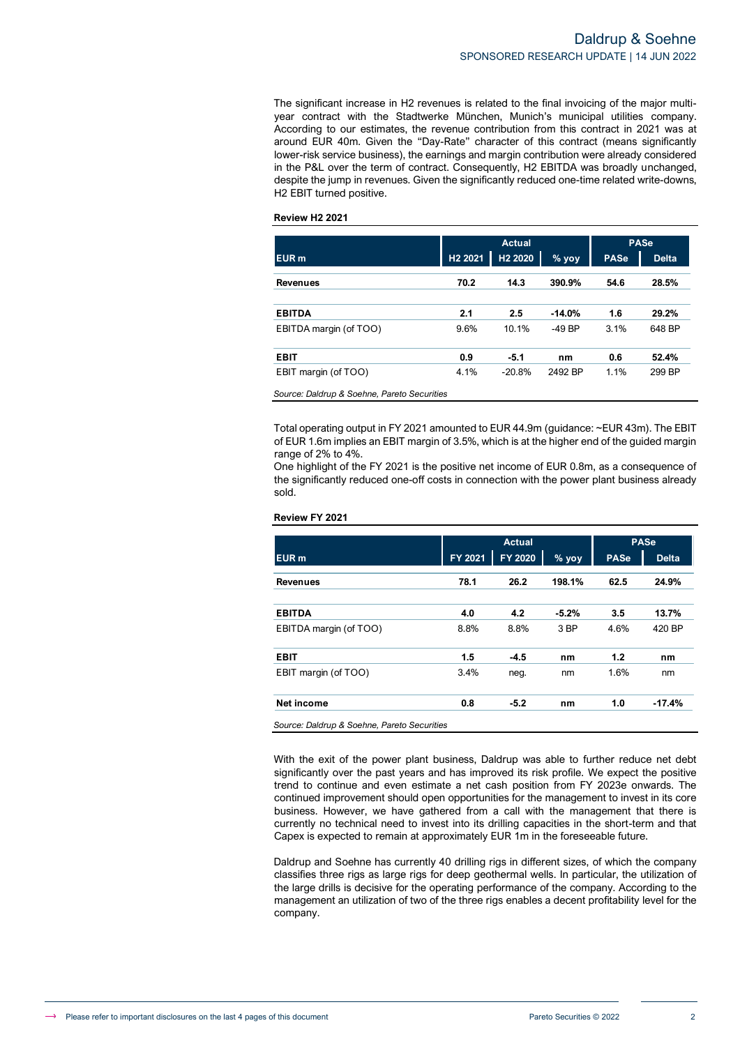The significant increase in H2 revenues is related to the final invoicing of the major multi-year contract with the Stadtwerke München, Munich's municipal utilities company. According to our estimates, the revenue contribution from this contract in 2021 was at around EUR 40m. Given the "Day-Rate" character of this contract (means significantly lower-risk service business), the earnings and margin contribution were already considered in the P&L over the term of contract. Consequently, H2 EBITDA was broadly unchanged, despite the jump in revenues. Given the significantly reduced one-time related write-downs, H2 EBIT turned positive.

**Review H2 2021**

| | Actual | | | PASe | |
|---|---|---|---|---|---|
| **EUR m** | **H2 2021** | **H2 2020** | **% yoy** | **PASe** | **Delta** |
| **Revenues** | **70.2** | **14.3** | **390.9%** | **54.6** | **28.5%** |
| **EBITDA** | **2.1** | **2.5** | **-14.0%** | **1.6** | **29.2%** |
| EBITDA margin (of TOO) | 9.6% | 10.1% | -49 BP | 3.1% | 648 BP |
| **EBIT** | **0.9** | **-5.1** | **nm** | **0.6** | **52.4%** |
| EBIT margin (of TOO) | 4.1% | -20.8% | 2492 BP | 1.1% | 299 BP |

*Source: Daldrup & Soehne, Pareto Securities*

Total operating output in FY 2021 amounted to EUR 44.9m (guidance: ~EUR 43m). The EBIT of EUR 1.6m implies an EBIT margin of 3.5%, which is at the higher end of the guided margin range of 2% to 4%.
One highlight of the FY 2021 is the positive net income of EUR 0.8m, as a consequence of the significantly reduced one-off costs in connection with the power plant business already sold.

**Review FY 2021**

| | Actual | | | PASe | |
|---|---|---|---|---|---|
| **EUR m** | **FY 2021** | **FY 2020** | **% yoy** | **PASe** | **Delta** |
| **Revenues** | **78.1** | **26.2** | **198.1%** | **62.5** | **24.9%** |
| **EBITDA** | **4.0** | **4.2** | **-5.2%** | **3.5** | **13.7%** |
| EBITDA margin (of TOO) | 8.8% | 8.8% | 3 BP | 4.6% | 420 BP |
| **EBIT** | **1.5** | **-4.5** | **nm** | **1.2** | **nm** |
| EBIT margin (of TOO) | 3.4% | neg. | nm | 1.6% | nm |
| **Net income** | **0.8** | **-5.2** | **nm** | **1.0** | **-17.4%** |

*Source: Daldrup & Soehne, Pareto Securities*

With the exit of the power plant business, Daldrup was able to further reduce net debt significantly over the past years and has improved its risk profile. We expect the positive trend to continue and even estimate a net cash position from FY 2023e onwards. The continued improvement should open opportunities for the management to invest in its core business. However, we have gathered from a call with the management that there is currently no technical need to invest into its drilling capacities in the short-term and that Capex is expected to remain at approximately EUR 1m in the foreseeable future.

Daldrup and Soehne has currently 40 drilling rigs in different sizes, of which the company classifies three rigs as large rigs for deep geothermal wells. In particular, the utilization of the large drills is decisive for the operating performance of the company. According to the management an utilization of two of the three rigs enables a decent profitability level for the company.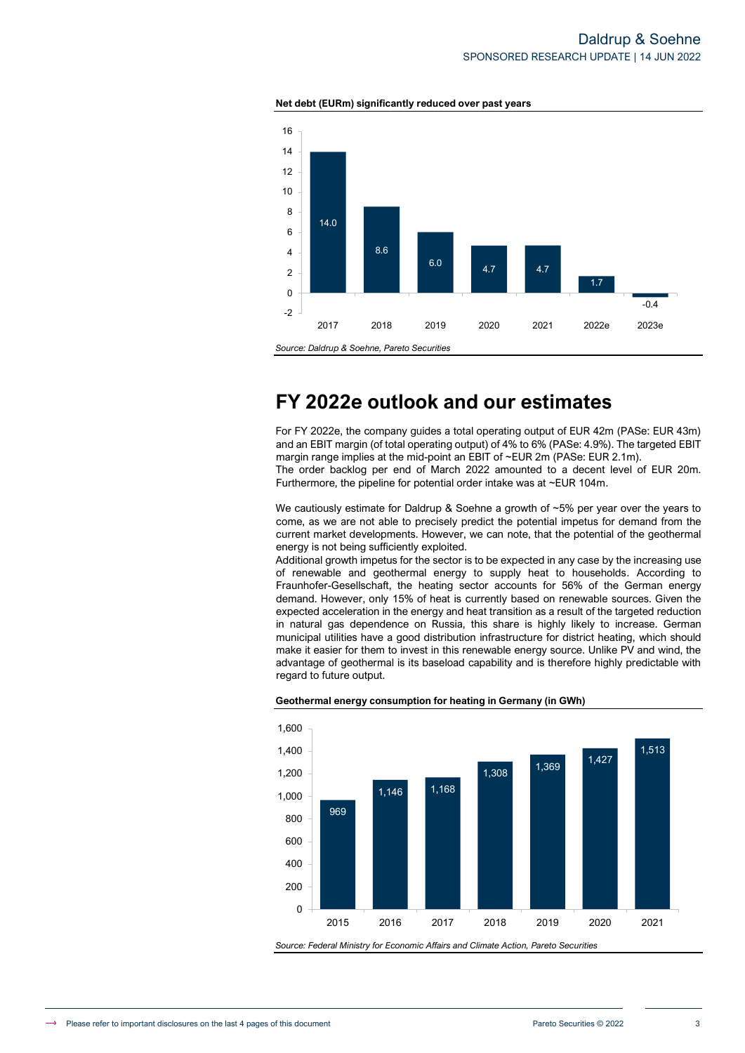**Net debt (EURm) significantly reduced over past years**

| 2017 | 2018 | 2019 | 2020 | 2021 | 2022e | 2023e |
|---|---|---|---|---|---|---|
| 14.0 | 8.6 | 6.0 | 4.7 | 4.7 | 1.7 | -0.4 |

*Source: Daldrup & Soehne, Pareto Securities*

# FY 2022e outlook and our estimates

For FY 2022e, the company guides a total operating output of EUR 42m (PASe: EUR 43m) and an EBIT margin (of total operating output) of 4% to 6% (PASe: 4.9%). The targeted EBIT margin range implies at the mid-point an EBIT of ~EUR 2m (PASe: EUR 2.1m).
The order backlog per end of March 2022 amounted to a decent level of EUR 20m. Furthermore, the pipeline for potential order intake was at ~EUR 104m.

We cautiously estimate for Daldrup & Soehne a growth of ~5% per year over the years to come, as we are not able to precisely predict the potential impetus for demand from the current market developments. However, we can note, that the potential of the geothermal energy is not being sufficiently exploited.
Additional growth impetus for the sector is to be expected in any case by the increasing use of renewable and geothermal energy to supply heat to households. According to Fraunhofer-Gesellschaft, the heating sector accounts for 56% of the German energy demand. However, only 15% of heat is currently based on renewable sources. Given the expected acceleration in the energy and heat transition as a result of the targeted reduction in natural gas dependence on Russia, this share is highly likely to increase. German municipal utilities have a good distribution infrastructure for district heating, which should make it easier for them to invest in this renewable energy source. Unlike PV and wind, the advantage of geothermal is its baseload capability and is therefore highly predictable with regard to future output.

**Geothermal energy consumption for heating in Germany (in GWh)**

| 2015 | 2016 | 2017 | 2018 | 2019 | 2020 | 2021 |
|---|---|---|---|---|---|---|
| 969 | 1,146 | 1,168 | 1,308 | 1,369 | 1,427 | 1,513 |

*Source: Federal Ministry for Economic Affairs and Climate Action, Pareto Securities*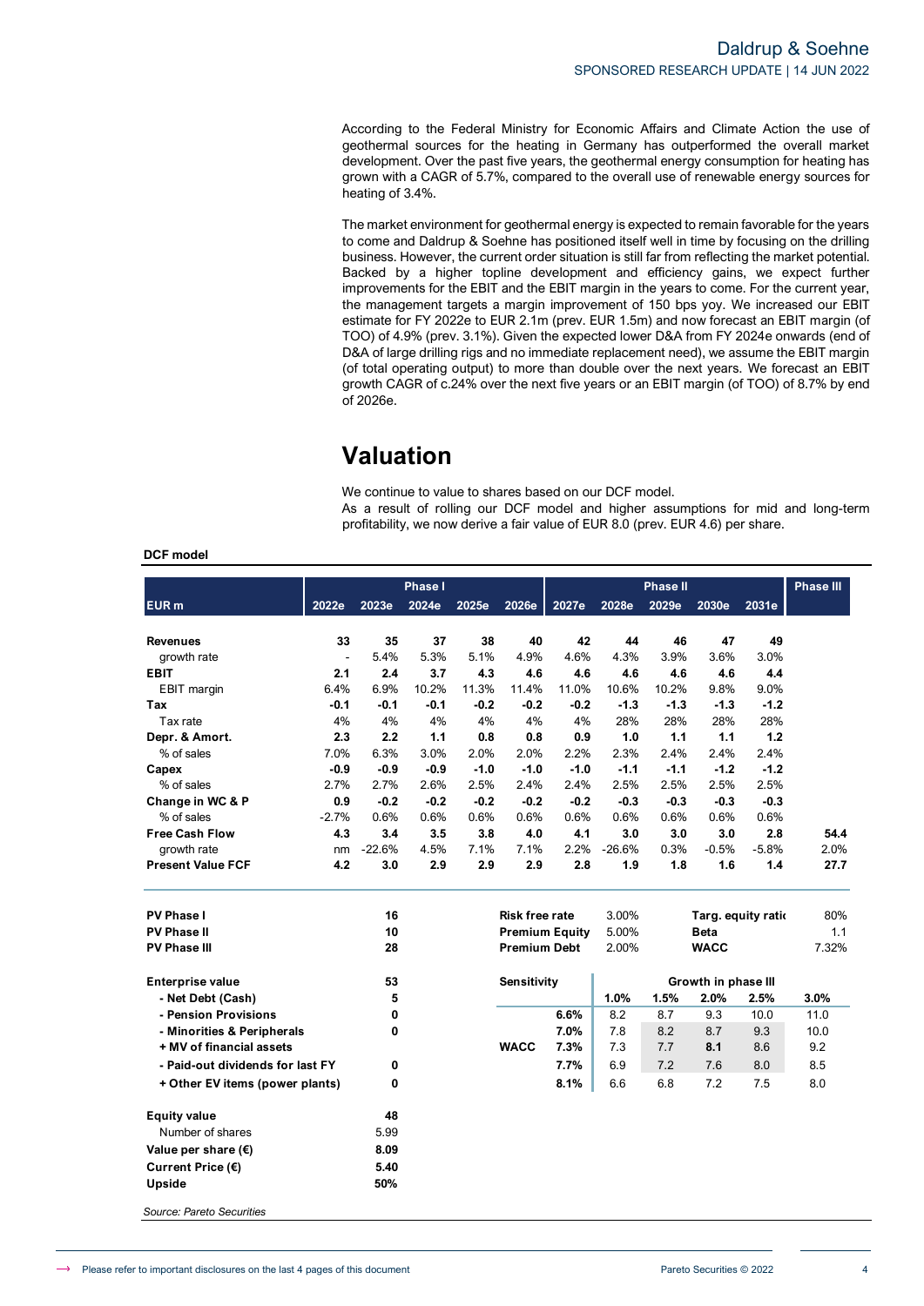According to the Federal Ministry for Economic Affairs and Climate Action the use of geothermal sources for the heating in Germany has outperformed the overall market development. Over the past five years, the geothermal energy consumption for heating has grown with a CAGR of 5.7%, compared to the overall use of renewable energy sources for heating of 3.4%.

The market environment for geothermal energy is expected to remain favorable for the years to come and Daldrup & Soehne has positioned itself well in time by focusing on the drilling business. However, the current order situation is still far from reflecting the market potential. Backed by a higher topline development and efficiency gains, we expect further improvements for the EBIT and the EBIT margin in the years to come. For the current year, the management targets a margin improvement of 150 bps yoy. We increased our EBIT estimate for FY 2022e to EUR 2.1m (prev. EUR 1.5m) and now forecast an EBIT margin (of TOO) of 4.9% (prev. 3.1%). Given the expected lower D&A from FY 2024e onwards (end of D&A of large drilling rigs and no immediate replacement need), we assume the EBIT margin (of total operating output) to more than double over the next years. We forecast an EBIT growth CAGR of c.24% over the next five years or an EBIT margin (of TOO) of 8.7% by end of 2026e.

# Valuation

We continue to value to shares based on our DCF model.
As a result of rolling our DCF model and higher assumptions for mid and long-term profitability, we now derive a fair value of EUR 8.0 (prev. EUR 4.6) per share.

**DCF model**

| | Phase I | | | | | Phase II | | | | | Phase III |
|---|---|---|---|---|---|---|---|---|---|---|---|
| **EUR m** | **2022e** | **2023e** | **2024e** | **2025e** | **2026e** | **2027e** | **2028e** | **2029e** | **2030e** | **2031e** | |
| **Revenues** | **33** | **35** | **37** | **38** | **40** | **42** | **44** | **46** | **47** | **49** | |
| growth rate | - | 5.4% | 5.3% | 5.1% | 4.9% | 4.6% | 4.3% | 3.9% | 3.6% | 3.0% | |
| **EBIT** | **2.1** | **2.4** | **3.7** | **4.3** | **4.6** | **4.6** | **4.6** | **4.6** | **4.6** | **4.4** | |
| EBIT margin | 6.4% | 6.9% | 10.2% | 11.3% | 11.4% | 11.0% | 10.6% | 10.2% | 9.8% | 9.0% | |
| **Tax** | **-0.1** | **-0.1** | **-0.1** | **-0.2** | **-0.2** | **-0.2** | **-1.3** | **-1.3** | **-1.3** | **-1.2** | |
| Tax rate | 4% | 4% | 4% | 4% | 4% | 4% | 28% | 28% | 28% | 28% | |
| **Depr. & Amort.** | **2.3** | **2.2** | **1.1** | **0.8** | **0.8** | **0.9** | **1.0** | **1.1** | **1.1** | **1.2** | |
| % of sales | 7.0% | 6.3% | 3.0% | 2.0% | 2.0% | 2.2% | 2.3% | 2.4% | 2.4% | 2.4% | |
| **Capex** | **-0.9** | **-0.9** | **-0.9** | **-1.0** | **-1.0** | **-1.0** | **-1.1** | **-1.1** | **-1.2** | **-1.2** | |
| % of sales | 2.7% | 2.7% | 2.6% | 2.5% | 2.4% | 2.4% | 2.5% | 2.5% | 2.5% | 2.5% | |
| **Change in WC & P** | **0.9** | **-0.2** | **-0.2** | **-0.2** | **-0.2** | **-0.2** | **-0.3** | **-0.3** | **-0.3** | **-0.3** | |
| % of sales | -2.7% | 0.6% | 0.6% | 0.6% | 0.6% | 0.6% | 0.6% | 0.6% | 0.6% | 0.6% | |
| **Free Cash Flow** | **4.3** | **3.4** | **3.5** | **3.8** | **4.0** | **4.1** | **3.0** | **3.0** | **3.0** | **2.8** | **54.4** |
| growth rate | nm | -22.6% | 4.5% | 7.1% | 7.1% | 2.2% | -26.6% | 0.3% | -0.5% | -5.8% | 2.0% |
| **Present Value FCF** | **4.2** | **3.0** | **2.9** | **2.9** | **2.9** | **2.8** | **1.9** | **1.8** | **1.6** | **1.4** | **27.7** |

| | |
|---|---|
| **PV Phase I** | **16** |
| **PV Phase II** | **10** |
| **PV Phase III** | **28** |
| **Enterprise value** | **53** |
| **- Net Debt (Cash)** | **5** |
| **- Pension Provisions** | **0** |
| **- Minorities & Peripherals** | **0** |
| **+ MV of financial assets** | |
| **- Paid-out dividends for last FY** | **0** |
| **+ Other EV items (power plants)** | **0** |
| **Equity value** | **48** |
| Number of shares | 5.99 |
| **Value per share (€)** | **8.09** |
| **Current Price (€)** | **5.40** |
| **Upside** | **50%** |

| | | | |
|---|---|---|---|
| **Risk free rate** | 3.00% | **Targ. equity ratio** | 80% |
| **Premium Equity** | 5.00% | **Beta** | 1.1 |
| **Premium Debt** | 2.00% | **WACC** | 7.32% |

| **Sensitivity** | | Growth in phase III | | | | |
|---|---|---|---|---|---|---|
| | | **1.0%** | **1.5%** | **2.0%** | **2.5%** | **3.0%** |
| | **6.6%** | 8.2 | 8.7 | 9.3 | 10.0 | 11.0 |
| | **7.0%** | 7.8 | 8.2 | 8.7 | 9.3 | 10.0 |
| **WACC** | **7.3%** | 7.3 | 7.7 | **8.1** | 8.6 | 9.2 |
| | **7.7%** | 6.9 | 7.2 | 7.6 | 8.0 | 8.5 |
| | **8.1%** | 6.6 | 6.8 | 7.2 | 7.5 | 8.0 |

*Source: Pareto Securities*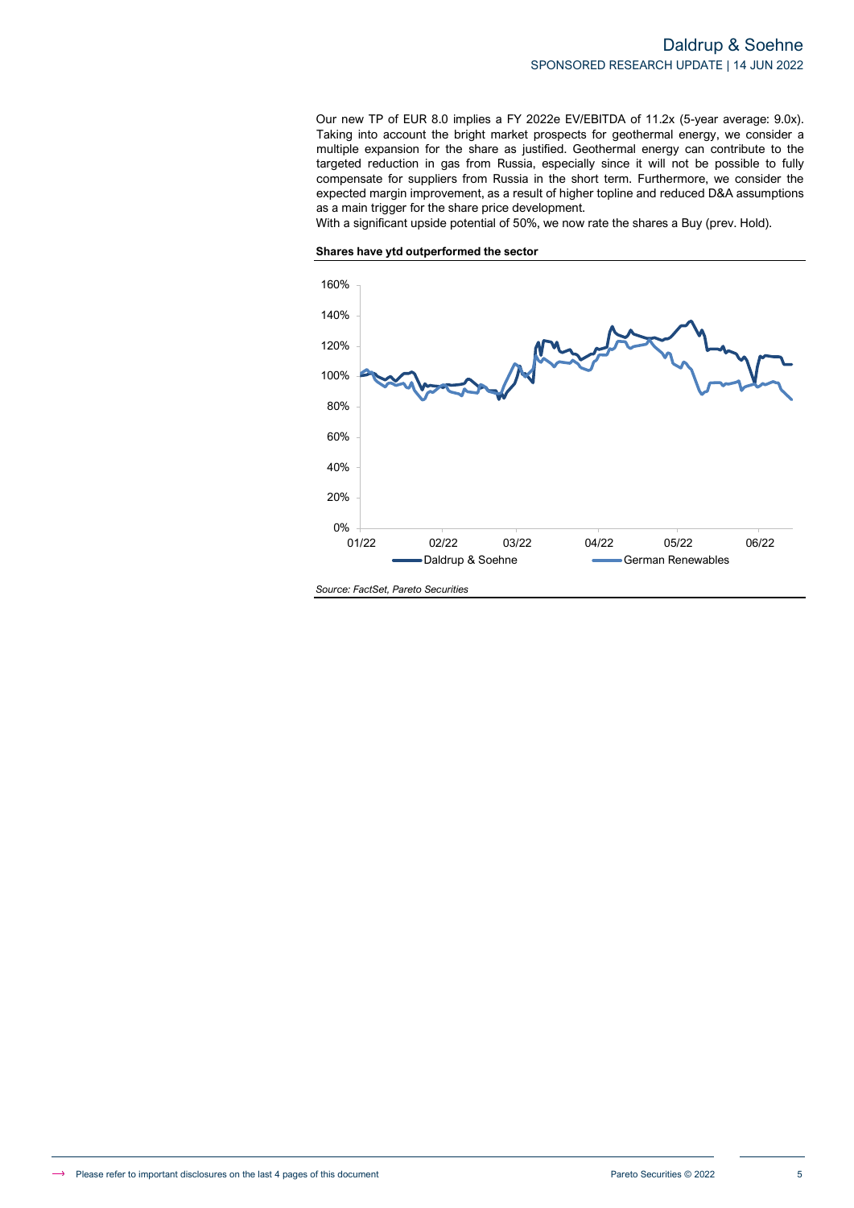Our new TP of EUR 8.0 implies a FY 2022e EV/EBITDA of 11.2x (5-year average: 9.0x). Taking into account the bright market prospects for geothermal energy, we consider a multiple expansion for the share as justified. Geothermal energy can contribute to the targeted reduction in gas from Russia, especially since it will not be possible to fully compensate for suppliers from Russia in the short term. Furthermore, we consider the expected margin improvement, as a result of higher topline and reduced D&A assumptions as a main trigger for the share price development.
With a significant upside potential of 50%, we now rate the shares a Buy (prev. Hold).

**Shares have ytd outperformed the sector**

*Source: FactSet, Pareto Securities*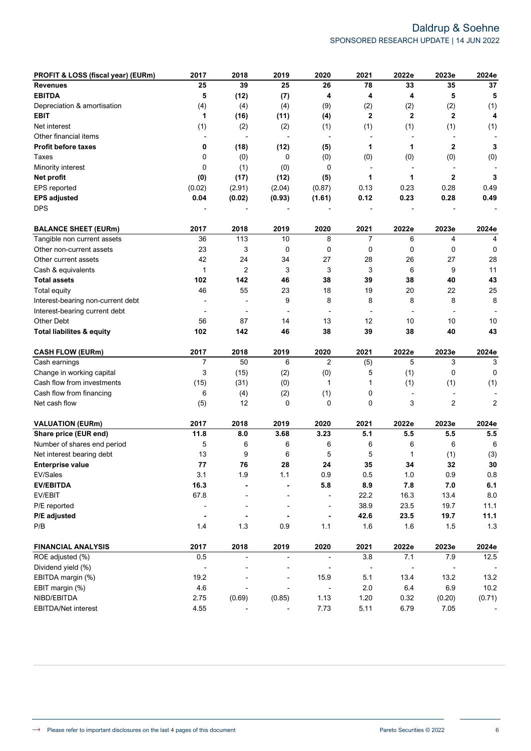| PROFIT & LOSS (fiscal year) (EURm) | 2017 | 2018 | 2019 | 2020 | 2021 | 2022e | 2023e | 2024e |
|---|---|---|---|---|---|---|---|---|
| **Revenues** | **25** | **39** | **25** | **26** | **78** | **33** | **35** | **37** |
| **EBITDA** | **5** | **(12)** | **(7)** | **4** | **4** | **4** | **5** | **5** |
| Depreciation & amortisation | (4) | (4) | (4) | (9) | (2) | (2) | (2) | (1) |
| **EBIT** | **1** | **(16)** | **(11)** | **(4)** | **2** | **2** | **2** | **4** |
| Net interest | (1) | (2) | (2) | (1) | (1) | (1) | (1) | (1) |
| Other financial items | - | - | - | - | - | - | - | - |
| **Profit before taxes** | **0** | **(18)** | **(12)** | **(5)** | **1** | **1** | **2** | **3** |
| Taxes | 0 | (0) | 0 | (0) | (0) | (0) | (0) | (0) |
| Minority interest | 0 | (1) | (0) | 0 | - | - | - | - |
| **Net profit** | **(0)** | **(17)** | **(12)** | **(5)** | **1** | **1** | **2** | **3** |
| EPS reported | (0.02) | (2.91) | (2.04) | (0.87) | 0.13 | 0.23 | 0.28 | 0.49 |
| **EPS adjusted** | **0.04** | **(0.02)** | **(0.93)** | **(1.61)** | **0.12** | **0.23** | **0.28** | **0.49** |
| DPS | - | - | - | - | - | - | - | - |

| BALANCE SHEET (EURm) | 2017 | 2018 | 2019 | 2020 | 2021 | 2022e | 2023e | 2024e |
|---|---|---|---|---|---|---|---|---|
| Tangible non current assets | 36 | 113 | 10 | 8 | 7 | 6 | 4 | 4 |
| Other non-current assets | 23 | 3 | 0 | 0 | 0 | 0 | 0 | 0 |
| Other current assets | 42 | 24 | 34 | 27 | 28 | 26 | 27 | 28 |
| Cash & equivalents | 1 | 2 | 3 | 3 | 3 | 6 | 9 | 11 |
| **Total assets** | **102** | **142** | **46** | **38** | **39** | **38** | **40** | **43** |
| Total equity | 46 | 55 | 23 | 18 | 19 | 20 | 22 | 25 |
| Interest-bearing non-current debt | - | - | 9 | 8 | 8 | 8 | 8 | 8 |
| Interest-bearing current debt | - | - | - | - | - | - | - | - |
| Other Debt | 56 | 87 | 14 | 13 | 12 | 10 | 10 | 10 |
| **Total liabilites & equity** | **102** | **142** | **46** | **38** | **39** | **38** | **40** | **43** |

| CASH FLOW (EURm) | 2017 | 2018 | 2019 | 2020 | 2021 | 2022e | 2023e | 2024e |
|---|---|---|---|---|---|---|---|---|
| Cash earnings | 7 | 50 | 6 | 2 | (5) | 5 | 3 | 3 |
| Change in working capital | 3 | (15) | (2) | (0) | 5 | (1) | 0 | 0 |
| Cash flow from investments | (15) | (31) | (0) | 1 | 1 | (1) | (1) | (1) |
| Cash flow from financing | 6 | (4) | (2) | (1) | 0 | - | - | - |
| Net cash flow | (5) | 12 | 0 | 0 | 0 | 3 | 2 | 2 |

| VALUATION (EURm) | 2017 | 2018 | 2019 | 2020 | 2021 | 2022e | 2023e | 2024e |
|---|---|---|---|---|---|---|---|---|
| **Share price (EUR end)** | **11.8** | **8.0** | **3.68** | **3.23** | **5.1** | **5.5** | **5.5** | **5.5** |
| Number of shares end period | 5 | 6 | 6 | 6 | 6 | 6 | 6 | 6 |
| Net interest bearing debt | 13 | 9 | 6 | 5 | 5 | 1 | (1) | (3) |
| **Enterprise value** | **77** | **76** | **28** | **24** | **35** | **34** | **32** | **30** |
| EV/Sales | 3.1 | 1.9 | 1.1 | 0.9 | 0.5 | 1.0 | 0.9 | 0.8 |
| **EV/EBITDA** | **16.3** | **-** | **-** | **5.8** | **8.9** | **7.8** | **7.0** | **6.1** |
| EV/EBIT | 67.8 | - | - | - | 22.2 | 16.3 | 13.4 | 8.0 |
| P/E reported | - | - | - | - | 38.9 | 23.5 | 19.7 | 11.1 |
| **P/E adjusted** | **-** | **-** | **-** | **-** | **42.6** | **23.5** | **19.7** | **11.1** |
| P/B | 1.4 | 1.3 | 0.9 | 1.1 | 1.6 | 1.6 | 1.5 | 1.3 |

| FINANCIAL ANALYSIS | 2017 | 2018 | 2019 | 2020 | 2021 | 2022e | 2023e | 2024e |
|---|---|---|---|---|---|---|---|---|
| ROE adjusted (%) | 0.5 | - | - | - | 3.8 | 7.1 | 7.9 | 12.5 |
| Dividend yield (%) | - | - | - | - | - | - | - | - |
| EBITDA margin (%) | 19.2 | - | - | 15.9 | 5.1 | 13.4 | 13.2 | 13.2 |
| EBIT margin (%) | 4.6 | - | - | - | 2.0 | 6.4 | 6.9 | 10.2 |
| NIBD/EBITDA | 2.75 | (0.69) | (0.85) | 1.13 | 1.20 | 0.32 | (0.20) | (0.71) |
| EBITDA/Net interest | 4.55 | - | - | 7.73 | 5.11 | 6.79 | 7.05 | - |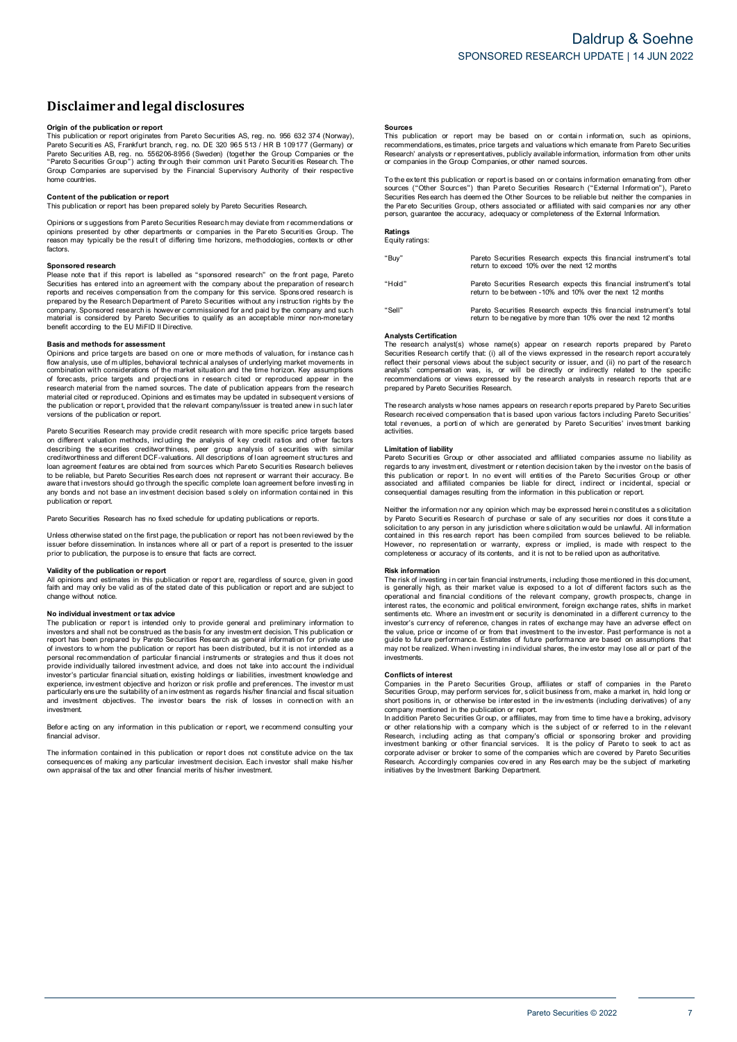# Disclaimer and legal disclosures

**Origin of the publication or report**
This publication or report originates from Pareto Securities AS, reg. no. 956 632 374 (Norway), Pareto Securities AS, Frankfurt branch, reg. no. DE 320 965 513 / HR B 109177 (Germany) or Pareto Securities AB, reg. no. 556206-8956 (Sweden) (together the Group Companies or the "Pareto Securities Group") acting through their common unit Pareto Securities Research. The Group Companies are supervised by the Financial Supervisory Authority of their respective home countries.

**Content of the publication or report**
This publication or report has been prepared solely by Pareto Securities Research.

Opinions or suggestions from Pareto Securities Research may deviate from recommendations or opinions presented by other departments or companies in the Pareto Securities Group. The reason may typically be the result of differing time horizons, methodologies, contexts or other factors.

**Sponsored research**
Please note that if this report is labelled as "sponsored research" on the front page, Pareto Securities has entered into an agreement with the company about the preparation of research reports and receives compensation from the company for this service. Sponsored research is prepared by the Research Department of Pareto Securities without any instruction rights by the company. Sponsored research is however commissioned for and paid by the company and such material is considered by Pareto Securities to qualify as an acceptable minor non-monetary benefit according to the EU MiFID II Directive.

**Basis and methods for assessment**
Opinions and price targets are based on one or more methods of valuation, for instance cash flow analysis, use of multiples, behavioral technical analyses of underlying market movements in combination with considerations of the market situation and the time horizon. Key assumptions of forecasts, price targets and projections in research cited or reproduced appear in the research material from the named sources. The date of publication appears from the research material cited or reproduced. Opinions and estimates may be updated in subsequent versions of the publication or report, provided that the relevant company/issuer is treated anew in such later versions of the publication or report.

Pareto Securities Research may provide credit research with more specific price targets based on different valuation methods, including the analysis of key credit ratios and other factors describing the securities creditworthiness, peer group analysis of securities with similar creditworthiness and different DCF-valuations. All descriptions of loan agreement structures and loan agreement features are obtained from sources which Pareto Securities Research believes to be reliable, but Pareto Securities Research does not represent or warrant their accuracy. Be aware that investors should go through the specific complete loan agreement before investing in any bonds and not base an investment decision based solely on information contained in this publication or report.

Pareto Securities Research has no fixed schedule for updating publications or reports.

Unless otherwise stated on the first page, the publication or report has not been reviewed by the issuer before dissemination. In instances where all or part of a report is presented to the issuer prior to publication, the purpose is to ensure that facts are correct.

**Validity of the publication or report**
All opinions and estimates in this publication or report are, regardless of source, given in good faith and may only be valid as of the stated date of this publication or report and are subject to change without notice.

**No individual investment or tax advice**
The publication or report is intended only to provide general and preliminary information to investors and shall not be construed as the basis for any investment decision. This publication or report has been prepared by Pareto Securities Research as general information for private use of investors to whom the publication or report has been distributed, but it is not intended as a personal recommendation of particular financial instruments or strategies and thus it does not provide individually tailored investment advice, and does not take into account the individual investor's particular financial situation, existing holdings or liabilities, investment knowledge and experience, investment objective and horizon or risk profile and preferences. The investor must particularly ensure the suitability of an investment as regards his/her financial and fiscal situation and investment objectives. The investor bears the risk of losses in connection with an investment.

Before acting on any information in this publication or report, we recommend consulting your financial advisor.

The information contained in this publication or report does not constitute advice on the tax consequences of making any particular investment decision. Each investor shall make his/her own appraisal of the tax and other financial merits of his/her investment.

**Sources**
This publication or report may be based on or contain information, such as opinions, recommendations, estimates, price targets and valuations which emanate from Pareto Securities Research' analysts or representatives, publicly available information, information from other units or companies in the Group Companies, or other named sources.

To the extent this publication or report is based on or contains information emanating from other sources ("Other Sources") than Pareto Securities Research ("External Information"), Pareto Securities Research has deemed the Other Sources to be reliable but neither the companies in the Pareto Securities Group, others associated or affiliated with said companies nor any other person, guarantee the accuracy, adequacy or completeness of the External Information.

**Ratings**
Equity ratings:

| | |
|---|---|
| "Buy" | Pareto Securities Research expects this financial instrument's total return to exceed 10% over the next 12 months |
| "Hold" | Pareto Securities Research expects this financial instrument's total return to be between -10% and 10% over the next 12 months |
| "Sell" | Pareto Securities Research expects this financial instrument's total return to be negative by more than 10% over the next 12 months |

**Analysts Certification**
The research analyst(s) whose name(s) appear on research reports prepared by Pareto Securities Research certify that: (i) all of the views expressed in the research report accurately reflect their personal views about the subject security or issuer, and (ii) no part of the research analysts' compensation was, is, or will be directly or indirectly related to the specific recommendations or views expressed by the research analysts in research reports that are prepared by Pareto Securities Research.

The research analysts whose names appears on research reports prepared by Pareto Securities Research received compensation that is based upon various factors including Pareto Securities' total revenues, a portion of which are generated by Pareto Securities' investment banking activities.

**Limitation of liability**
Pareto Securities Group or other associated and affiliated companies assume no liability as regards to any investment, divestment or retention decision taken by the investor on the basis of this publication or report. In no event will entities of the Pareto Securities Group or other associated and affiliated companies be liable for direct, indirect or incidental, special or consequential damages resulting from the information in this publication or report.

Neither the information nor any opinion which may be expressed herein constitutes a solicitation by Pareto Securities Research of purchase or sale of any securities nor does it constitute a solicitation to any person in any jurisdiction where solicitation would be unlawful. All information contained in this research report has been compiled from sources believed to be reliable. However, no representation or warranty, express or implied, is made with respect to the completeness or accuracy of its contents, and it is not to be relied upon as authoritative.

**Risk information**
The risk of investing in certain financial instruments, including those mentioned in this document, is generally high, as their market value is exposed to a lot of different factors such as the operational and financial conditions of the relevant company, growth prospects, change in interest rates, the economic and political environment, foreign exchange rates, shifts in market sentiments etc. Where an investment or security is denominated in a different currency to the investor's currency of reference, changes in rates of exchange may have an adverse effect on the value, price or income of or from that investment to the investor. Past performance is not a guide to future performance. Estimates of future performance are based on assumptions that may not be realized. When investing in individual shares, the investor may lose all or part of the investments.

**Conflicts of interest**
Companies in the Pareto Securities Group, affiliates or staff of companies in the Pareto Securities Group, may perform services for, solicit business from, make a market in, hold long or short positions in, or otherwise be interested in the investments (including derivatives) of any company mentioned in the publication or report.
In addition Pareto Securities Group, or affiliates, may from time to time have a broking, advisory or other relationship with a company which is the subject of or referred to in the relevant Research, including acting as that company's official or sponsoring broker and providing investment banking or other financial services. It is the policy of Pareto to seek to act as corporate adviser or broker to some of the companies which are covered by Pareto Securities Research. Accordingly companies covered in any Research may be the subject of marketing initiatives by the Investment Banking Department.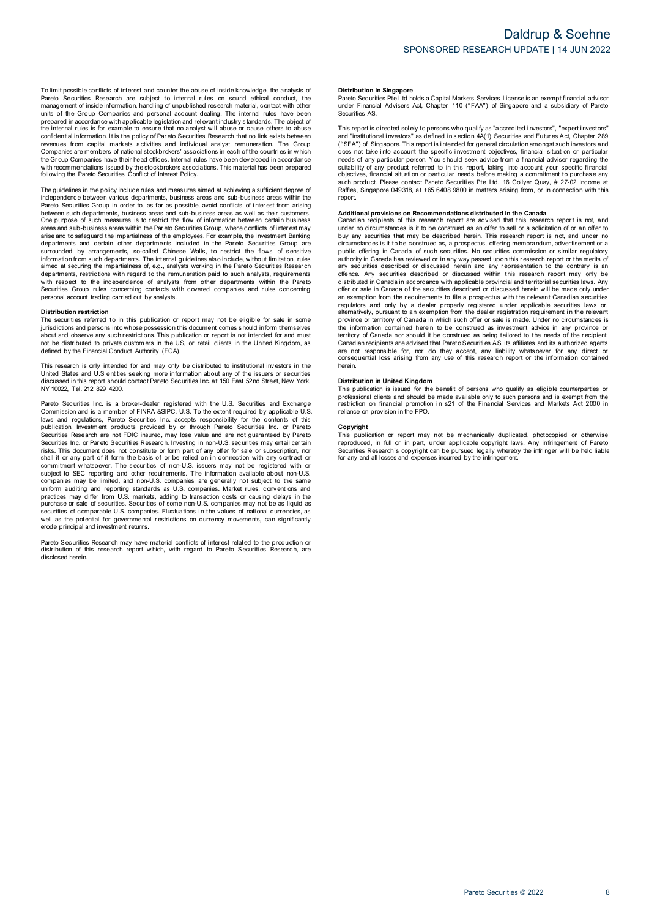To limit possible conflicts of interest and counter the abuse of inside knowledge, the analysts of Pareto Securities Research are subject to internal rules on sound ethical conduct, the management of inside information, handling of unpublished research material, contact with other units of the Group Companies and personal account dealing. The internal rules have been prepared in accordance with applicable legislation and relevant industry standards. The object of the internal rules is for example to ensure that no analyst will abuse or cause others to abuse confidential information. It is the policy of Pareto Securities Research that no link exists between revenues from capital markets activities and individual analyst remuneration. The Group Companies are members of national stockbrokers' associations in each of the countries in which the Group Companies have their head offices. Internal rules have been developed in accordance with recommendations issued by the stockbrokers associations. This material has been prepared following the Pareto Securities Conflict of Interest Policy.

The guidelines in the policy include rules and measures aimed at achieving a sufficient degree of independence between various departments, business areas and sub-business areas within the Pareto Securities Group in order to, as far as possible, avoid conflicts of interest from arising between such departments, business areas and sub-business areas as well as their customers. One purpose of such measures is to restrict the flow of information between certain business areas and sub-business areas within the Pareto Securities Group, where conflicts of interest may arise and to safeguard the impartialness of the employees. For example, the Investment Banking departments and certain other departments included in the Pareto Securities Group are surrounded by arrangements, so-called Chinese Walls, to restrict the flows of sensitive information from such departments. The internal guidelines also include, without limitation, rules aimed at securing the impartialness of, e.g., analysts working in the Pareto Securities Research departments, restrictions with regard to the remuneration paid to such analysts, requirements with respect to the independence of analysts from other departments within the Pareto Securities Group rules concerning contacts with covered companies and rules concerning personal account trading carried out by analysts.

**Distribution restriction**

The securities referred to in this publication or report may not be eligible for sale in some jurisdictions and persons into whose possession this document comes should inform themselves about and observe any such restrictions. This publication or report is not intended for and must not be distributed to private customers in the US, or retail clients in the United Kingdom, as defined by the Financial Conduct Authority (FCA).

This research is only intended for and may only be distributed to institutional investors in the United States and U.S entities seeking more information about any of the issuers or securities discussed in this report should contact Pareto Securities Inc. at 150 East 52nd Street, New York, NY 10022, Tel. 212 829 4200.

Pareto Securities Inc. is a broker-dealer registered with the U.S. Securities and Exchange Commission and is a member of FINRA &SIPC. U.S. To the extent required by applicable U.S. laws and regulations, Pareto Securities Inc. accepts responsibility for the contents of this publication. Investment products provided by or through Pareto Securities Inc. or Pareto Securities Research are not FDIC insured, may lose value and are not guaranteed by Pareto Securities Inc. or Pareto Securities Research. Investing in non-U.S. securities may entail certain risks. This document does not constitute or form part of any offer for sale or subscription, nor shall it or any part of it form the basis of or be relied on in connection with any contract or commitment whatsoever. The securities of non-U.S. issuers may not be registered with or subject to SEC reporting and other requirements. The information available about non-U.S. companies may be limited, and non-U.S. companies are generally not subject to the same uniform auditing and reporting standards as U.S. companies. Market rules, conventions and practices may differ from U.S. markets, adding to transaction costs or causing delays in the purchase or sale of securities. Securities of some non-U.S. companies may not be as liquid as securities of comparable U.S. companies. Fluctuations in the values of national currencies, as well as the potential for governmental restrictions on currency movements, can significantly erode principal and investment returns.

Pareto Securities Research may have material conflicts of interest related to the production or distribution of this research report which, with regard to Pareto Securities Research, are disclosed herein.

**Distribution in Singapore**

Pareto Securities Pte Ltd holds a Capital Markets Services License is an exempt financial advisor under Financial Advisers Act, Chapter 110 ("FAA") of Singapore and a subsidiary of Pareto Securities AS.

This report is directed solely to persons who qualify as "accredited investors", "expert investors" and "institutional investors" as defined in section 4A(1) Securities and Futures Act, Chapter 289 ("SFA") of Singapore. This report is intended for general circulation amongst such investors and does not take into account the specific investment objectives, financial situation or particular needs of any particular person. You should seek advice from a financial adviser regarding the suitability of any product referred to in this report, taking into account your specific financial objectives, financial situation or particular needs before making a commitment to purchase any such product. Please contact Pareto Securities Pte Ltd, 16 Collyer Quay, # 27-02 Income at Raffles, Singapore 049318, at +65 6408 9800 in matters arising from, or in connection with this report.

**Additional provisions on Recommendations distributed in the Canada**

Canadian recipients of this research report are advised that this research report is not, and under no circumstances is it to be construed as an offer to sell or a solicitation of or an offer to buy any securities that may be described herein. This research report is not, and under no circumstances is it to be construed as, a prospectus, offering memorandum, advertisement or a public offering in Canada of such securities. No securities commission or similar regulatory authority in Canada has reviewed or in any way passed upon this research report or the merits of any securities described or discussed herein and any representation to the contrary is an offence. Any securities described or discussed within this research report may only be distributed in Canada in accordance with applicable provincial and territorial securities laws. Any offer or sale in Canada of the securities described or discussed herein will be made only under an exemption from the requirements to file a prospectus with the relevant Canadian securities regulators and only by a dealer properly registered under applicable securities laws or, alternatively, pursuant to an exemption from the dealer registration requirement in the relevant province or territory of Canada in which such offer or sale is made. Under no circumstances is the information contained herein to be construed as investment advice in any province or territory of Canada nor should it be construed as being tailored to the needs of the recipient. Canadian recipients are advised that Pareto Securities AS, its affiliates and its authorized agents are not responsible for, nor do they accept, any liability whatsoever for any direct or consequential loss arising from any use of this research report or the information contained herein.

**Distribution in United Kingdom**

This publication is issued for the benefit of persons who qualify as eligible counterparties or professional clients and should be made available only to such persons and is exempt from the restriction on financial promotion in s21 of the Financial Services and Markets Act 2000 in reliance on provision in the FPO.

**Copyright**

This publication or report may not be mechanically duplicated, photocopied or otherwise reproduced, in full or in part, under applicable copyright laws. Any infringement of Pareto Securities Research´s copyright can be pursued legally whereby the infringer will be held liable for any and all losses and expenses incurred by the infringement.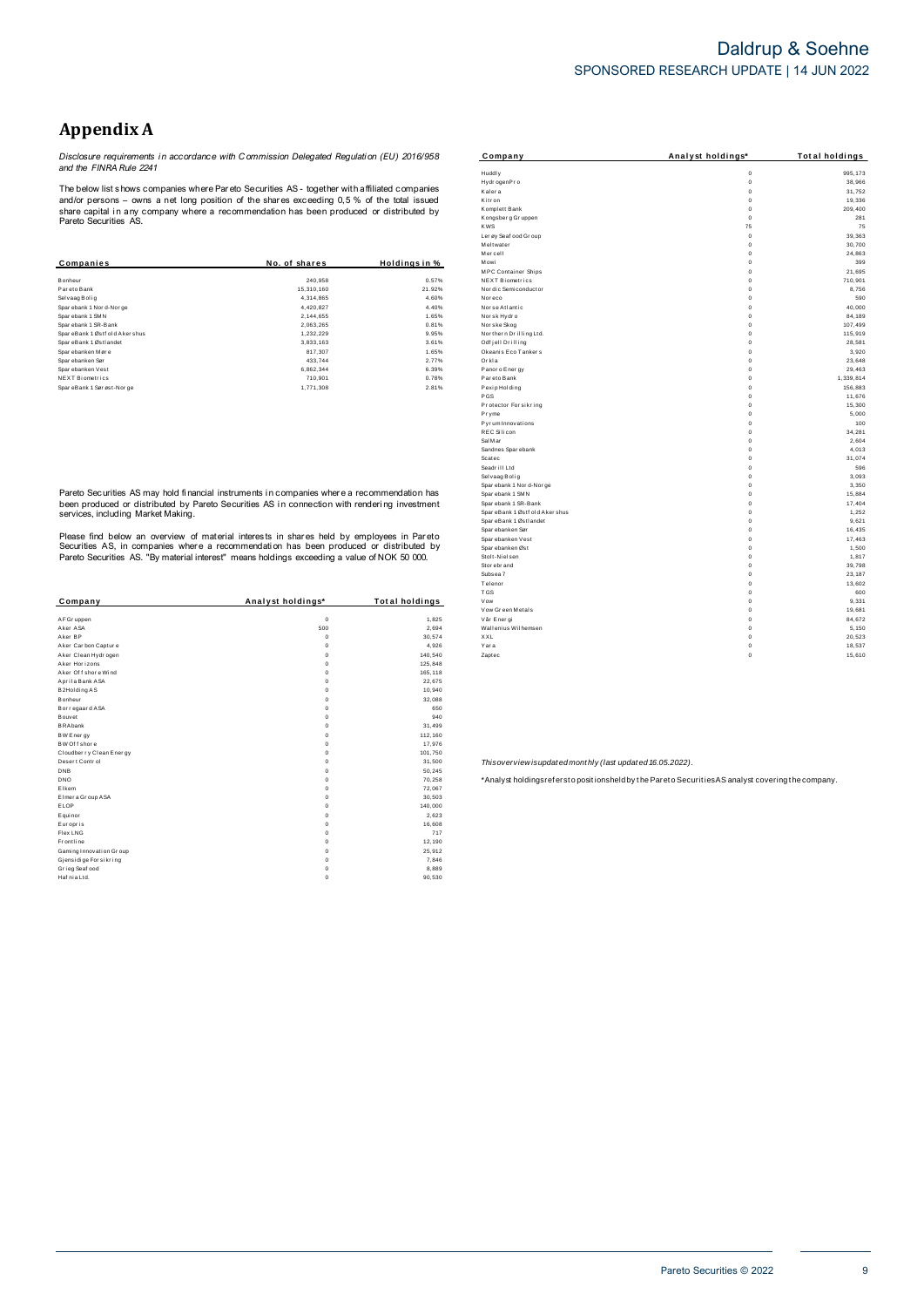# Appendix A

*Disclosure requirements in accordance with Commission Delegated Regulation (EU) 2016/958 and the FINRA Rule 2241*

The below list shows companies where Pareto Securities AS - together with affiliated companies and/or persons – owns a net long position of the shares exceeding 0,5 % of the total issued share capital in any company where a recommendation has been produced or distributed by Pareto Securities AS.

| Companies | No. of shares | Holdings in % |
|---|---|---|
| Bonheur | 240,958 | 0.57% |
| Pareto Bank | 15,310,160 | 21.92% |
| Selvaag Bolig | 4,314,865 | 4.60% |
| Sparebank 1 Nord-Norge | 4,420,827 | 4.40% |
| Sparebank 1 SMN | 2,144,655 | 1.65% |
| Sparebank 1 SR-Bank | 2,063,265 | 0.81% |
| SpareBank 1 Østfold Akershus | 1,232,229 | 9.95% |
| SpareBank 1 Østlandet | 3,833,163 | 3.61% |
| Sparebanken Møre | 817,307 | 1.65% |
| Sparebanken Sør | 433,744 | 2.77% |
| Sparebanken Vest | 6,862,344 | 6.39% |
| NEXT Biometrics | 710,901 | 0.78% |
| SpareBank 1 Sørøst-Norge | 1,771,308 | 2.81% |

Pareto Securities AS may hold financial instruments in companies where a recommendation has been produced or distributed by Pareto Securities AS in connection with rendering investment services, including Market Making.

Please find below an overview of material interests in shares held by employees in Pareto Securities AS, in companies where a recommendation has been produced or distributed by Pareto Securities AS. "By material interest" means holdings exceeding a value of NOK 50 000.

| Company | Analyst holdings* | Total holdings |
|---|---|---|
| AF Gruppen | 0 | 1,825 |
| Aker ASA | 500 | 2,694 |
| Aker BP | 0 | 30,574 |
| Aker Carbon Capture | 0 | 4,926 |
| Aker Clean Hydrogen | 0 | 140,540 |
| Aker Horizons | 0 | 125,848 |
| Aker Offshore Wind | 0 | 165,118 |
| Aprila Bank ASA | 0 | 22,675 |
| B2Holding AS | 0 | 10,940 |
| Bonheur | 0 | 32,088 |
| Borregaard ASA | 0 | 650 |
| Bouvet | 0 | 940 |
| BRAbank | 0 | 31,499 |
| BW Energy | 0 | 112,160 |
| BW Offshore | 0 | 17,976 |
| Cloudberry Clean Energy | 0 | 101,750 |
| Desert Control | 0 | 31,500 |
| DNB | 0 | 50,245 |
| DNO | 0 | 70,258 |
| Elkem | 0 | 72,067 |
| Elmera Group ASA | 0 | 30,503 |
| ELOP | 0 | 140,000 |
| Equinor | 0 | 2,623 |
| Europris | 0 | 16,608 |
| Flex LNG | 0 | 717 |
| Frontline | 0 | 12,190 |
| Gaming Innovation Group | 0 | 25,912 |
| Gjensidige Forsikring | 0 | 7,846 |
| Grieg Seafood | 0 | 8,889 |
| Hafnia Ltd. | 0 | 90,530 |
| Huddly | 0 | 995,173 |
| HydrogenPro | 0 | 38,966 |
| Kalera | 0 | 31,752 |
| Kitron | 0 | 19,336 |
| Komplett Bank | 0 | 209,400 |
| Kongsberg Gruppen | 0 | 281 |
| KWS | 75 | 75 |
| Lerøy Seafood Group | 0 | 39,363 |
| Meltwater | 0 | 30,700 |
| Mercell | 0 | 24,863 |
| Mowi | 0 | 399 |
| MPC Container Ships | 0 | 21,695 |
| NEXT Biometrics | 0 | 710,901 |
| Nordic Semiconductor | 0 | 8,756 |
| Noreco | 0 | 590 |
| Norse Atlantic | 0 | 40,000 |
| Norsk Hydro | 0 | 84,189 |
| Norske Skog | 0 | 107,499 |
| Northern Drilling Ltd. | 0 | 115,919 |
| Odfjell Drilling | 0 | 28,581 |
| Okeanis Eco Tankers | 0 | 3,920 |
| Orkla | 0 | 23,648 |
| Panoro Energy | 0 | 29,463 |
| Pareto Bank | 0 | 1,339,814 |
| Pexip Holding | 0 | 156,883 |
| PGS | 0 | 11,676 |
| Protector Forsikring | 0 | 15,300 |
| Pryme | 0 | 5,000 |
| Pyrum Innovations | 0 | 100 |
| REC Silicon | 0 | 34,281 |
| SalMar | 0 | 2,604 |
| Sandnes Sparebank | 0 | 4,013 |
| Scatec | 0 | 31,074 |
| Seadrill Ltd | 0 | 596 |
| Selvaag Bolig | 0 | 3,093 |
| Sparebank 1 Nord-Norge | 0 | 3,350 |
| Sparebank 1 SMN | 0 | 15,884 |
| Sparebank 1 SR-Bank | 0 | 17,404 |
| SpareBank 1 Østfold Akershus | 0 | 1,252 |
| SpareBank 1 Østlandet | 0 | 9,621 |
| Sparebanken Sør | 0 | 16,435 |
| Sparebanken Vest | 0 | 17,463 |
| Sparebanken Øst | 0 | 1,500 |
| Stolt-Nielsen | 0 | 1,817 |
| Storebrand | 0 | 39,798 |
| Subsea 7 | 0 | 23,187 |
| Telenor | 0 | 13,602 |
| TGS | 0 | 600 |
| Vow | 0 | 9,331 |
| Vow Green Metals | 0 | 19,681 |
| Vår Energi | 0 | 84,672 |
| Wallenius Wilhemsen | 0 | 5,150 |
| XXL | 0 | 20,523 |
| Yara | 0 | 18,537 |
| Zaptec | 0 | 15,610 |

*This overview is updated monthly (last updated 16.05.2022).*

*Analyst holdings refers to positions held by the Pareto Securities AS analyst covering the company.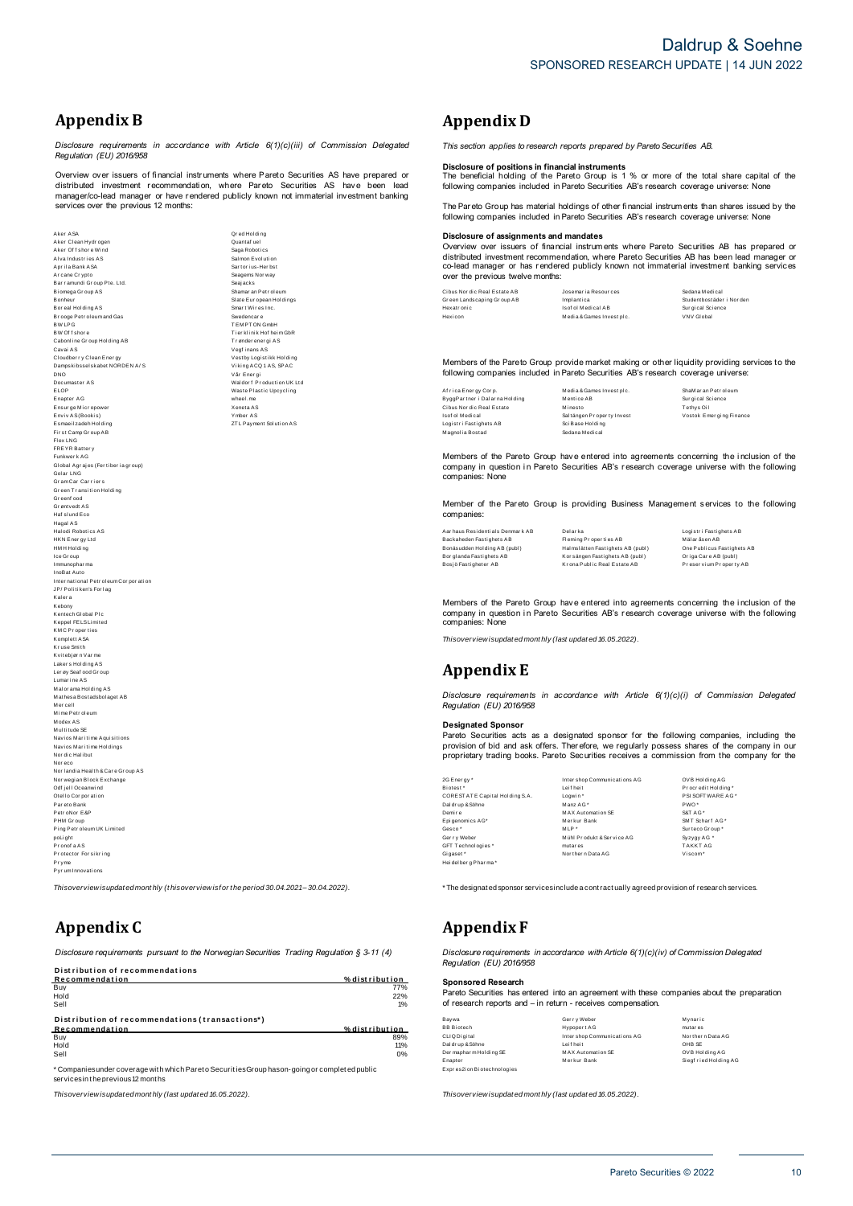## Appendix B

*Disclosure requirements in accordance with Article 6(1)(c)(iii) of Commission Delegated Regulation (EU) 2016/958*

Overview over issuers of financial instruments where Pareto Securities AS have prepared or distributed investment recommendation, where Pareto Securities AS have been lead manager/co-lead manager or have rendered publicly known not immaterial investment banking services over the previous 12 months:

| | |
|---|---|
| Aker ASA | Qred Holding |
| Aker Clean Hydrogen | Quantafuel |
| Aker Offshore Wind | Saga Robotics |
| Alva Industries AS | Salmon Evolution |
| Aprila Bank ASA | Sartorius-Herbst |
| Arcane Crypto | Seagems Norway |
| Barramundi Group Pte. Ltd. | Seajacks |
| Biomega Group AS | Shamaran Petroleum |
| Bonheur | Slate European Holdings |
| Boreal Holding AS | Smart Wires Inc. |
| Brooge Petroleum and Gas | Swedencare |
| BW LPG | TEMPTON GmbH |
| BW Offshore | Tierklinik Hofheim GbR |
| Cabonline Group Holding AB | Trønder energi AS |
| Cavai AS | Vegfinans AS |
| Cloudberry Clean Energy | Vestby Logistikk Holding |
| Dampskibsselskabet NORDEN A/S | Viking ACQ 1 AS, SPAC |
| DNO | Vår Energi |
| Documaster AS | Waldorf Production UK Ltd |
| ELOP | Waste Plastic Upcycling |
| Enapter AG | wheel.me |
| Ensurge Micropower | Xeneta AS |
| Enviv AS (Bookis) | Ymber AS |
| Esmaeilzadeh Holding | ZTL Payment Solution AS |
| First Camp Group AB | |
| Flex LNG | |
| FREYR Battery | |
| Funkwerk AG | |
| Global Agrajes (Fertiberia group) | |
| Golar LNG | |
| GramCar Carriers | |
| Green Transition Holding | |
| Greenfood | |
| Grøntvedt AS | |
| Halsslund Eco | |
| Hagal AS | |
| Halodi Robotics AS | |
| HKN Energy Ltd | |
| HMH Holding | |
| Ice Group | |
| Immunopharma | |
| InoBat Auto | |
| International Petroleum Corporation | |
| JP/ Politiken's Forlag | |
| Kalera | |
| Kebony | |
| Kentech Global Plc | |
| Keppel FELS Limited | |
| KMC Properties | |
| Komplett ASA | |
| Kruse Smith | |
| Kvitebjørn Varme | |
| Lakers Holding AS | |
| Lerøy Seafood Group | |
| Lumarine AS | |
| Malorama Holding AS | |
| Mathesa Bostadsbolaget AB | |
| Mercell | |
| Mime Petroleum | |
| Modex AS | |
| Multitude SE | |
| Navios Maritime Aquisitions | |
| Navios Maritime Holdings | |
| Nordic Halibut | |
| Noreco | |
| Norlandia Health & Care Group AS | |
| Norwegian Block Exchange | |
| Odfjell Oceanwind | |
| Otello Corporation | |
| Pareto Bank | |
| PetroNor E&P | |
| PHM Group | |
| Ping Petroleum UK Limited | |
| poLight | |
| Pronofa AS | |
| Protector Forsikring | |
| Pryme | |
| Pyrum Innovations | |

*This overview is updated monthly (this overview is for the period 30.04.2021 – 30.04.2022).*

## Appendix C

*Disclosure requirements pursuant to the Norwegian Securities Trading Regulation § 3-11 (4)*

**Distribution of recommendations**

| Recommendation | % distribution |
|---|---|
| Buy | 77% |
| Hold | 22% |
| Sell | 1% |

**Distribution of recommendations (transactions*)**

| Recommendation | % distribution |
|---|---|
| Buy | 89% |
| Hold | 11% |
| Sell | 0% |

\* Companies under coverage with which Pareto Securities Group has on-going or completed public services in the previous 12 months

*This overview is updated monthly (last updated 16.05.2022).*

## Appendix D

*This section applies to research reports prepared by Pareto Securities AB.*

**Disclosure of positions in financial instruments**
The beneficial holding of the Pareto Group is 1 % or more of the total share capital of the following companies included in Pareto Securities AB's research coverage universe: None

The Pareto Group has material holdings of other financial instruments than shares issued by the following companies included in Pareto Securities AB's research coverage universe: None

**Disclosure of assignments and mandates**
Overview over issuers of financial instruments where Pareto Securities AB has prepared or distributed investment recommendation, where Pareto Securities AB has been lead manager or co-lead manager or has rendered publicly known not immaterial investment banking services over the previous twelve months:

| | | |
|---|---|---|
| Cibus Nordic Real Estate AB | Josemaria Resources | Sedana Medical |
| Green Landscaping Group AB | Implantica | Studentbostäder i Norden |
| Hexatronic | Isofol Medical AB | Surgical Science |
| Hexicon | Media & Games Invest plc. | VNV Global |

Members of the Pareto Group provide market making or other liquidity providing services to the following companies included in Pareto Securities AB's research coverage universe:

| | | |
|---|---|---|
| Africa Energy Corp. | Media & Games Invest plc. | ShaMaran Petroleum |
| ByggPartner i Dalarna Holding | Mentice AB | Surgical Science |
| Cibus Nordic Real Estate | Minesto | Tethys Oil |
| Isofol Medical | Saltängen Property Invest | Vostok Emerging Finance |
| Logistri Fastighets AB | SciBase Holding | |
| Magnolia Bostad | Sedana Medical | |

Members of the Pareto Group have entered into agreements concerning the inclusion of the company in question in Pareto Securities AB's research coverage universe with the following companies: None

Member of the Pareto Group is providing Business Management services to the following companies:

| | | |
|---|---|---|
| Aarhus Residentials Denmark AB | Delarka | Logistri Fastighets AB |
| Backaheden Fastighets AB | Fleming Properties AB | Mälaråsen AB |
| Bonäsudden Holding AB (publ) | Halmslätten Fastighets AB (publ) | One Publicus Fastighets AB |
| Borglanda Fastighets AB | Korsängen Fastighets AB (publ) | Origa Care AB (publ) |
| Bosjö Fastigheter AB | Krona Public Real Estate AB | Preservium Property AB |

Members of the Pareto Group have entered into agreements concerning the inclusion of the company in question in Pareto Securities AB's research coverage universe with the following companies: None

*This overview is updated monthly (last updated 16.05.2022).*

## Appendix E

*Disclosure requirements in accordance with Article 6(1)(c)(i) of Commission Delegated Regulation (EU) 2016/958*

**Designated Sponsor**
Pareto Securities acts as a designated sponsor for the following companies, including the provision of bid and ask offers. Therefore, we regularly possess shares of the company in our proprietary trading books. Pareto Securities receives a commission from the company for the

| | | |
|---|---|---|
| 2G Energy * | Intershop Communications AG | OVB Holding AG |
| Biotest * | Leifheit | Procredit Holding * |
| CORESTATE Capital Holding S.A. | Logwin * | PSI SOFTWARE AG * |
| Daldrup & Söhne | Manz AG * | PWO * |
| Demire | MAX Automation SE | S&T AG * |
| Epigenomics AG* | Merkur Bank | SMT Scharf AG * |
| Gesco * | MLP * | Surteco Group * |
| Gerry Weber | Mühl Produkt & Service AG | Syzygy AG * |
| GFT Technologies * | mutares | TAKKT AG |
| Gigaset * | Northern Data AG | Viscom * |
| Heidelberg Pharma * | | |

\* The designated sponsor services include a contractually agreed provision of research services.

## Appendix F

*Disclosure requirements in accordance with Article 6(1)(c)(iv) of Commission Delegated Regulation (EU) 2016/958*

**Sponsored Research**
Pareto Securities has entered into an agreement with these companies about the preparation of research reports and – in return - receives compensation.

| | | |
|---|---|---|
| Baywa | Gerry Weber | Mynaric |
| BB Biotech | Hypoport AG | mutares |
| CLIQ Digital | Intershop Communications AG | Northern Data AG |
| Daldrup & Söhne | Leifheit | OHB SE |
| Dermapharm Holding SE | MAX Automation SE | OVB Holding AG |
| Enapter | Merkur Bank | Siegfried Holding AG |
| Expres2ion Biotechnologies | | |

*This overview is updated monthly (last updated 16.05.2022).*